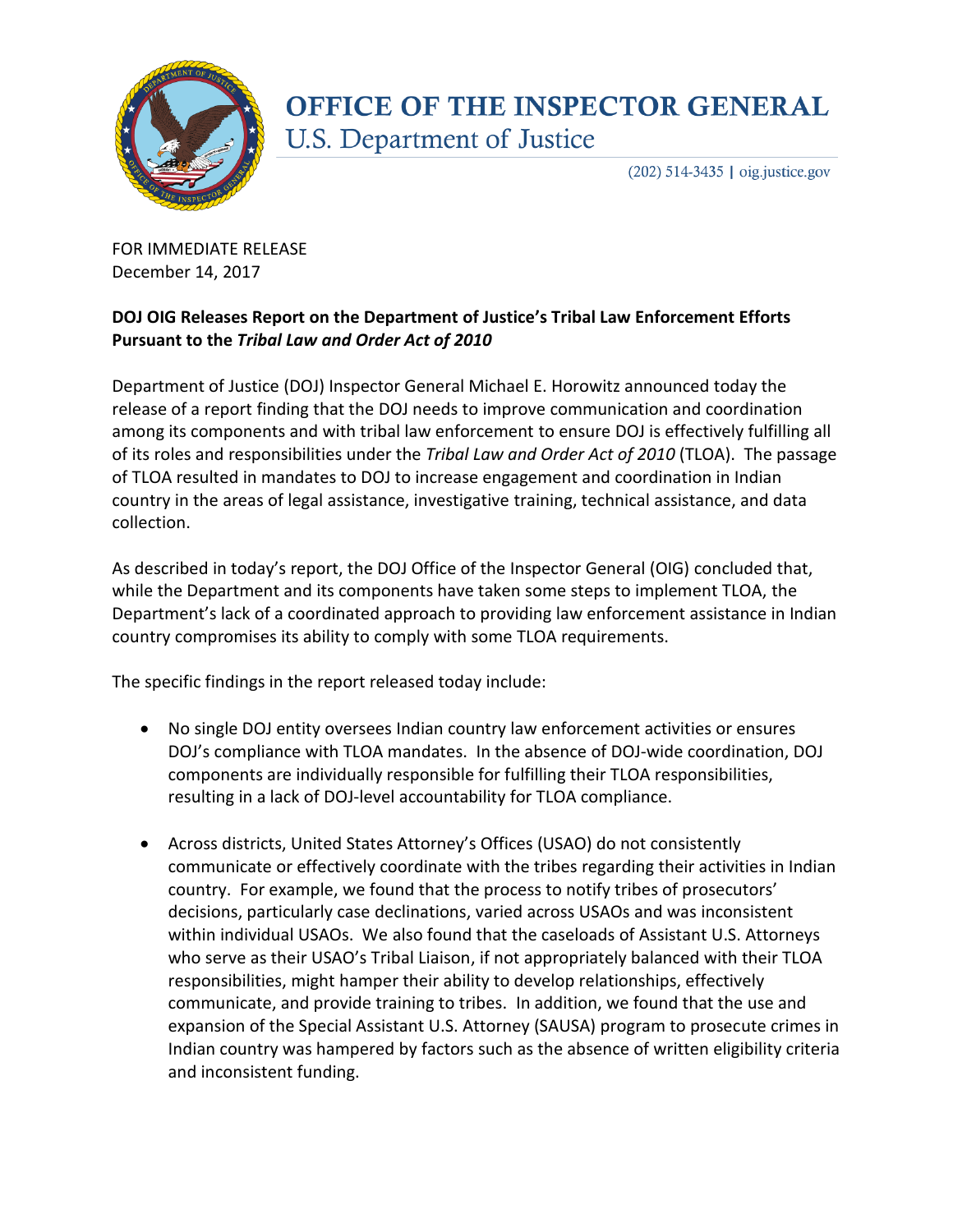# OFFICE OF THE INSPECTOR GENERAL

## U.S. Department of Justice

(202) 514-3435 | oig.justice.gov

FOR IMMEDIATE RELEASE
December 14, 2017

**DOJ OIG Releases Report on the Department of Justice's Tribal Law Enforcement Efforts Pursuant to the *Tribal Law and Order Act of 2010***

Department of Justice (DOJ) Inspector General Michael E. Horowitz announced today the release of a report finding that the DOJ needs to improve communication and coordination among its components and with tribal law enforcement to ensure DOJ is effectively fulfilling all of its roles and responsibilities under the *Tribal Law and Order Act of 2010* (TLOA). The passage of TLOA resulted in mandates to DOJ to increase engagement and coordination in Indian country in the areas of legal assistance, investigative training, technical assistance, and data collection.

As described in today's report, the DOJ Office of the Inspector General (OIG) concluded that, while the Department and its components have taken some steps to implement TLOA, the Department's lack of a coordinated approach to providing law enforcement assistance in Indian country compromises its ability to comply with some TLOA requirements.

The specific findings in the report released today include:

- No single DOJ entity oversees Indian country law enforcement activities or ensures DOJ's compliance with TLOA mandates. In the absence of DOJ-wide coordination, DOJ components are individually responsible for fulfilling their TLOA responsibilities, resulting in a lack of DOJ-level accountability for TLOA compliance.
- Across districts, United States Attorney's Offices (USAO) do not consistently communicate or effectively coordinate with the tribes regarding their activities in Indian country. For example, we found that the process to notify tribes of prosecutors' decisions, particularly case declinations, varied across USAOs and was inconsistent within individual USAOs. We also found that the caseloads of Assistant U.S. Attorneys who serve as their USAO's Tribal Liaison, if not appropriately balanced with their TLOA responsibilities, might hamper their ability to develop relationships, effectively communicate, and provide training to tribes. In addition, we found that the use and expansion of the Special Assistant U.S. Attorney (SAUSA) program to prosecute crimes in Indian country was hampered by factors such as the absence of written eligibility criteria and inconsistent funding.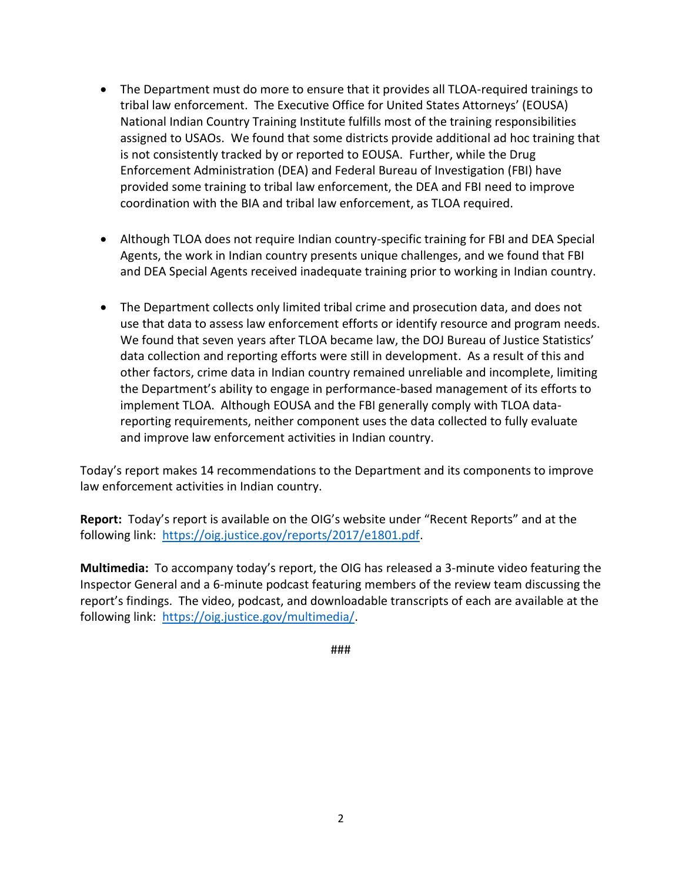- The Department must do more to ensure that it provides all TLOA-required trainings to tribal law enforcement. The Executive Office for United States Attorneys' (EOUSA) National Indian Country Training Institute fulfills most of the training responsibilities assigned to USAOs. We found that some districts provide additional ad hoc training that is not consistently tracked by or reported to EOUSA. Further, while the Drug Enforcement Administration (DEA) and Federal Bureau of Investigation (FBI) have provided some training to tribal law enforcement, the DEA and FBI need to improve coordination with the BIA and tribal law enforcement, as TLOA required.

- Although TLOA does not require Indian country-specific training for FBI and DEA Special Agents, the work in Indian country presents unique challenges, and we found that FBI and DEA Special Agents received inadequate training prior to working in Indian country.

- The Department collects only limited tribal crime and prosecution data, and does not use that data to assess law enforcement efforts or identify resource and program needs. We found that seven years after TLOA became law, the DOJ Bureau of Justice Statistics' data collection and reporting efforts were still in development. As a result of this and other factors, crime data in Indian country remained unreliable and incomplete, limiting the Department's ability to engage in performance-based management of its efforts to implement TLOA. Although EOUSA and the FBI generally comply with TLOA data-reporting requirements, neither component uses the data collected to fully evaluate and improve law enforcement activities in Indian country.

Today's report makes 14 recommendations to the Department and its components to improve law enforcement activities in Indian country.

**Report:** Today's report is available on the OIG's website under "Recent Reports" and at the following link: https://oig.justice.gov/reports/2017/e1801.pdf.

**Multimedia:** To accompany today's report, the OIG has released a 3-minute video featuring the Inspector General and a 6-minute podcast featuring members of the review team discussing the report's findings. The video, podcast, and downloadable transcripts of each are available at the following link: https://oig.justice.gov/multimedia/.

###